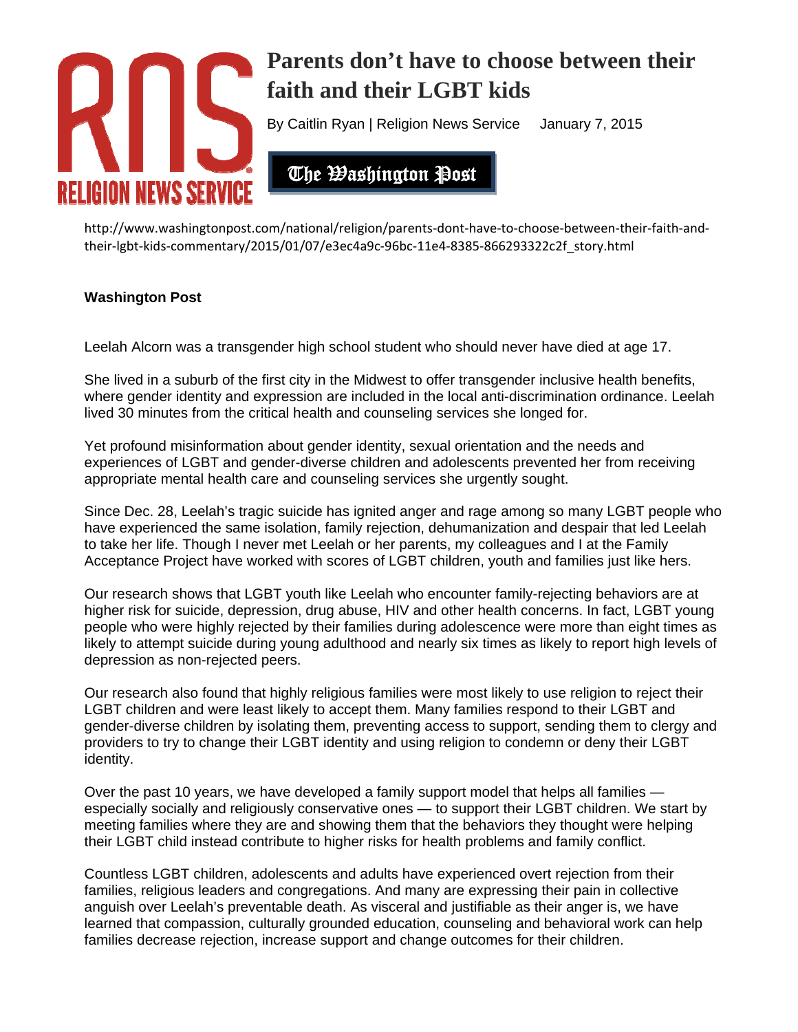RELIGION NEWS SERVICE

# Parents don't have to choose between their faith and their LGBT kids

By Caitlin Ryan | Religion News Service January 7, 2015

The Washington Post

http://www.washingtonpost.com/national/religion/parents-dont-have-to-choose-between-their-faith-and-their-lgbt-kids-commentary/2015/01/07/e3ec4a9c-96bc-11e4-8385-866293322c2f_story.html

**Washington Post**

Leelah Alcorn was a transgender high school student who should never have died at age 17.

She lived in a suburb of the first city in the Midwest to offer transgender inclusive health benefits, where gender identity and expression are included in the local anti-discrimination ordinance. Leelah lived 30 minutes from the critical health and counseling services she longed for.

Yet profound misinformation about gender identity, sexual orientation and the needs and experiences of LGBT and gender-diverse children and adolescents prevented her from receiving appropriate mental health care and counseling services she urgently sought.

Since Dec. 28, Leelah's tragic suicide has ignited anger and rage among so many LGBT people who have experienced the same isolation, family rejection, dehumanization and despair that led Leelah to take her life. Though I never met Leelah or her parents, my colleagues and I at the Family Acceptance Project have worked with scores of LGBT children, youth and families just like hers.

Our research shows that LGBT youth like Leelah who encounter family-rejecting behaviors are at higher risk for suicide, depression, drug abuse, HIV and other health concerns. In fact, LGBT young people who were highly rejected by their families during adolescence were more than eight times as likely to attempt suicide during young adulthood and nearly six times as likely to report high levels of depression as non-rejected peers.

Our research also found that highly religious families were most likely to use religion to reject their LGBT children and were least likely to accept them. Many families respond to their LGBT and gender-diverse children by isolating them, preventing access to support, sending them to clergy and providers to try to change their LGBT identity and using religion to condemn or deny their LGBT identity.

Over the past 10 years, we have developed a family support model that helps all families — especially socially and religiously conservative ones — to support their LGBT children. We start by meeting families where they are and showing them that the behaviors they thought were helping their LGBT child instead contribute to higher risks for health problems and family conflict.

Countless LGBT children, adolescents and adults have experienced overt rejection from their families, religious leaders and congregations. And many are expressing their pain in collective anguish over Leelah's preventable death. As visceral and justifiable as their anger is, we have learned that compassion, culturally grounded education, counseling and behavioral work can help families decrease rejection, increase support and change outcomes for their children.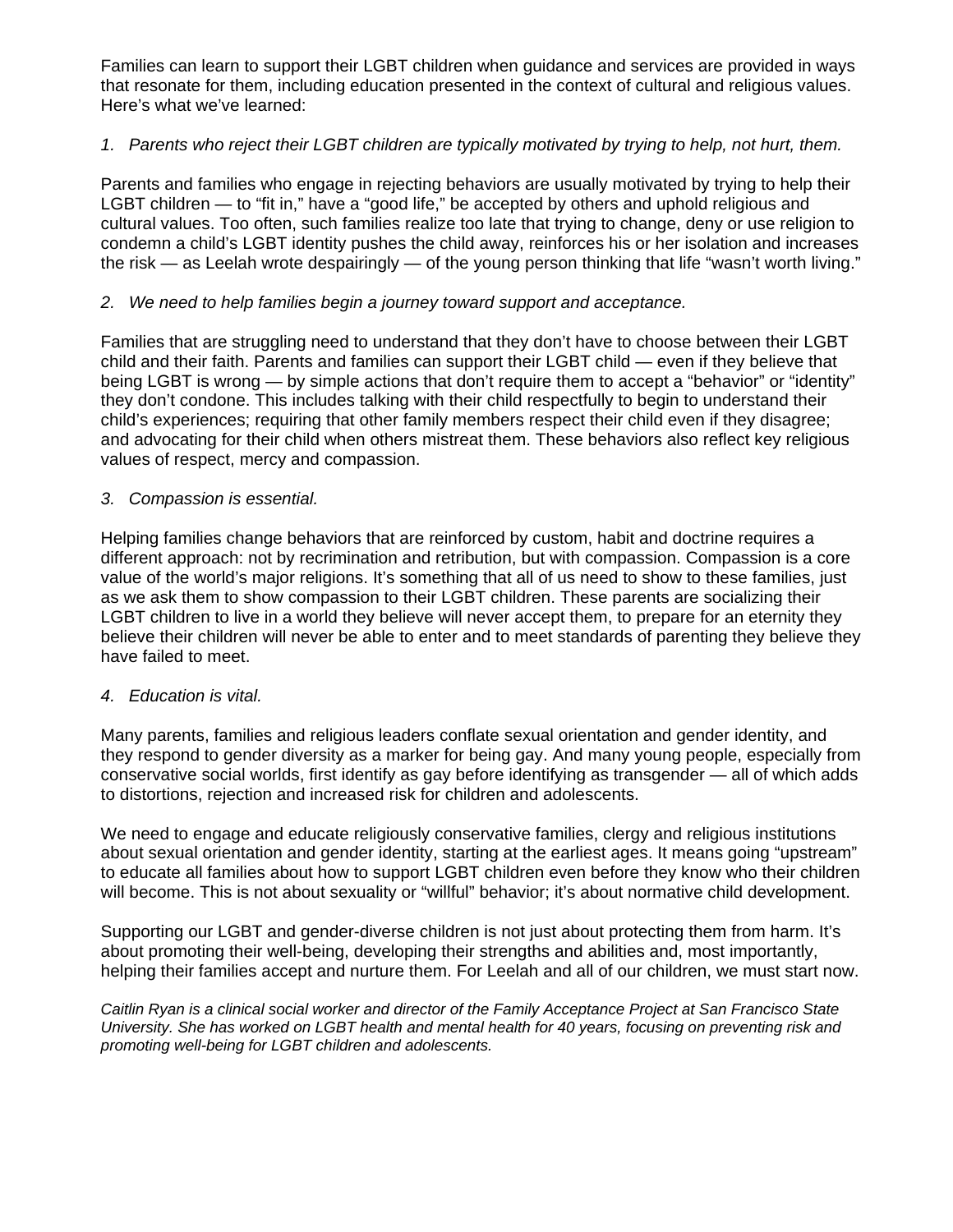Families can learn to support their LGBT children when guidance and services are provided in ways that resonate for them, including education presented in the context of cultural and religious values. Here's what we've learned:

1. *Parents who reject their LGBT children are typically motivated by trying to help, not hurt, them.*

Parents and families who engage in rejecting behaviors are usually motivated by trying to help their LGBT children — to "fit in," have a "good life," be accepted by others and uphold religious and cultural values. Too often, such families realize too late that trying to change, deny or use religion to condemn a child's LGBT identity pushes the child away, reinforces his or her isolation and increases the risk — as Leelah wrote despairingly — of the young person thinking that life "wasn't worth living."

2. *We need to help families begin a journey toward support and acceptance.*

Families that are struggling need to understand that they don't have to choose between their LGBT child and their faith. Parents and families can support their LGBT child — even if they believe that being LGBT is wrong — by simple actions that don't require them to accept a "behavior" or "identity" they don't condone. This includes talking with their child respectfully to begin to understand their child's experiences; requiring that other family members respect their child even if they disagree; and advocating for their child when others mistreat them. These behaviors also reflect key religious values of respect, mercy and compassion.

3. *Compassion is essential.*

Helping families change behaviors that are reinforced by custom, habit and doctrine requires a different approach: not by recrimination and retribution, but with compassion. Compassion is a core value of the world's major religions. It's something that all of us need to show to these families, just as we ask them to show compassion to their LGBT children. These parents are socializing their LGBT children to live in a world they believe will never accept them, to prepare for an eternity they believe their children will never be able to enter and to meet standards of parenting they believe they have failed to meet.

4. *Education is vital.*

Many parents, families and religious leaders conflate sexual orientation and gender identity, and they respond to gender diversity as a marker for being gay. And many young people, especially from conservative social worlds, first identify as gay before identifying as transgender — all of which adds to distortions, rejection and increased risk for children and adolescents.

We need to engage and educate religiously conservative families, clergy and religious institutions about sexual orientation and gender identity, starting at the earliest ages. It means going "upstream" to educate all families about how to support LGBT children even before they know who their children will become. This is not about sexuality or "willful" behavior; it's about normative child development.

Supporting our LGBT and gender-diverse children is not just about protecting them from harm. It's about promoting their well-being, developing their strengths and abilities and, most importantly, helping their families accept and nurture them. For Leelah and all of our children, we must start now.

*Caitlin Ryan is a clinical social worker and director of the Family Acceptance Project at San Francisco State University. She has worked on LGBT health and mental health for 40 years, focusing on preventing risk and promoting well-being for LGBT children and adolescents.*